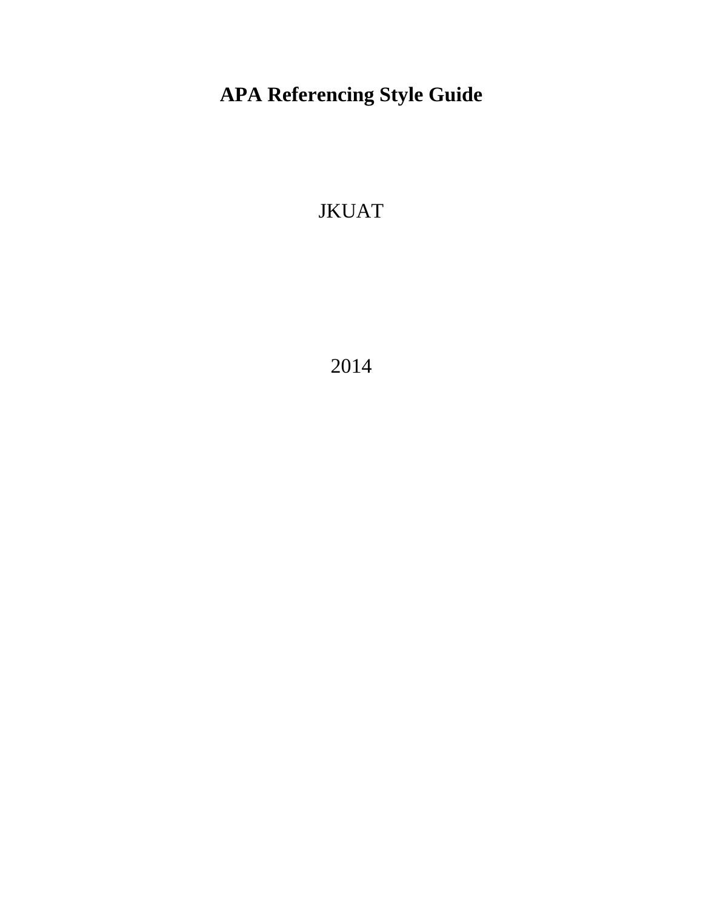# APA Referencing Style Guide

JKUAT

2014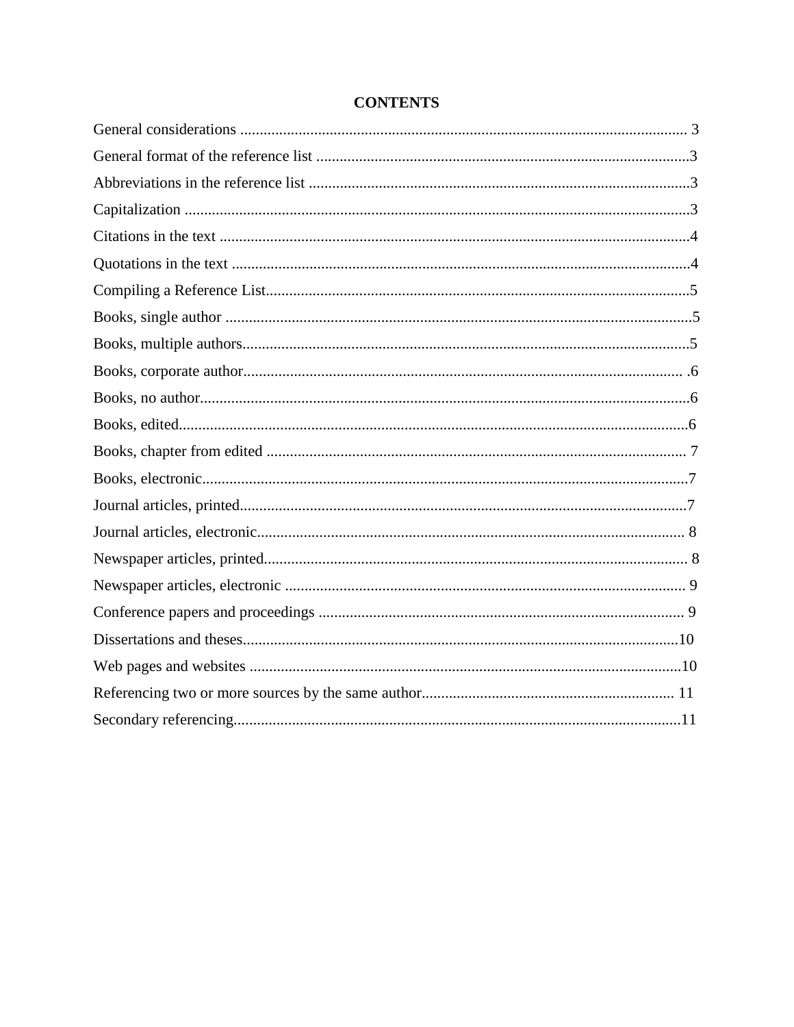# CONTENTS

General considerations ........................................................................................................... 3

General format of the reference list ...........................................................................................3

Abbreviations in the reference list .............................................................................................3

Capitalization ................................................................................................................................3

Citations in the text .......................................................................................................................4

Quotations in the text ....................................................................................................................4

Compiling a Reference List..........................................................................................................5

Books, single author ......................................................................................................................5

Books, multiple authors.................................................................................................................5

Books, corporate author................................................................................................................ .6

Books, no author............................................................................................................................6

Books, edited..................................................................................................................................6

Books, chapter from edited ........................................................................................................... 7

Books, electronic............................................................................................................................7

Journal articles, printed..................................................................................................................7

Journal articles, electronic............................................................................................................. 8

Newspaper articles, printed............................................................................................................ 8

Newspaper articles, electronic ...................................................................................................... 9

Conference papers and proceedings ............................................................................................. 9

Dissertations and theses...............................................................................................................10

Web pages and websites ..............................................................................................................10

Referencing two or more sources by the same author................................................................ 11

Secondary referencing..................................................................................................................11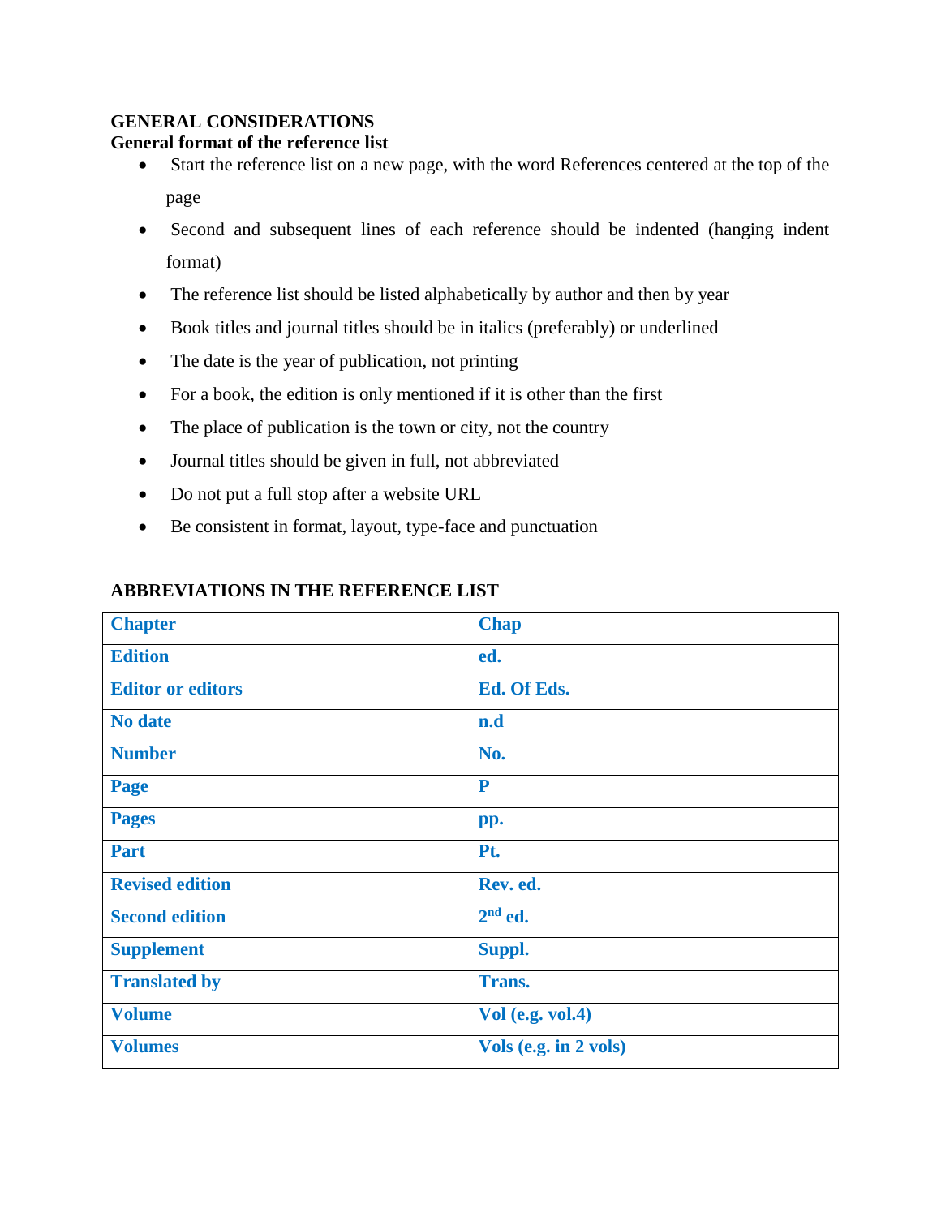**GENERAL CONSIDERATIONS**

**General format of the reference list**

- Start the reference list on a new page, with the word References centered at the top of the page
- Second and subsequent lines of each reference should be indented (hanging indent format)
- The reference list should be listed alphabetically by author and then by year
- Book titles and journal titles should be in italics (preferably) or underlined
- The date is the year of publication, not printing
- For a book, the edition is only mentioned if it is other than the first
- The place of publication is the town or city, not the country
- Journal titles should be given in full, not abbreviated
- Do not put a full stop after a website URL
- Be consistent in format, layout, type-face and punctuation

**ABBREVIATIONS IN THE REFERENCE LIST**

| Chapter | Chap |
|---|---|
| Edition | ed. |
| Editor or editors | Ed. Of Eds. |
| No date | n.d |
| Number | No. |
| Page | P |
| Pages | pp. |
| Part | Pt. |
| Revised edition | Rev. ed. |
| Second edition | 2nd ed. |
| Supplement | Suppl. |
| Translated by | Trans. |
| Volume | Vol (e.g. vol.4) |
| Volumes | Vols (e.g. in 2 vols) |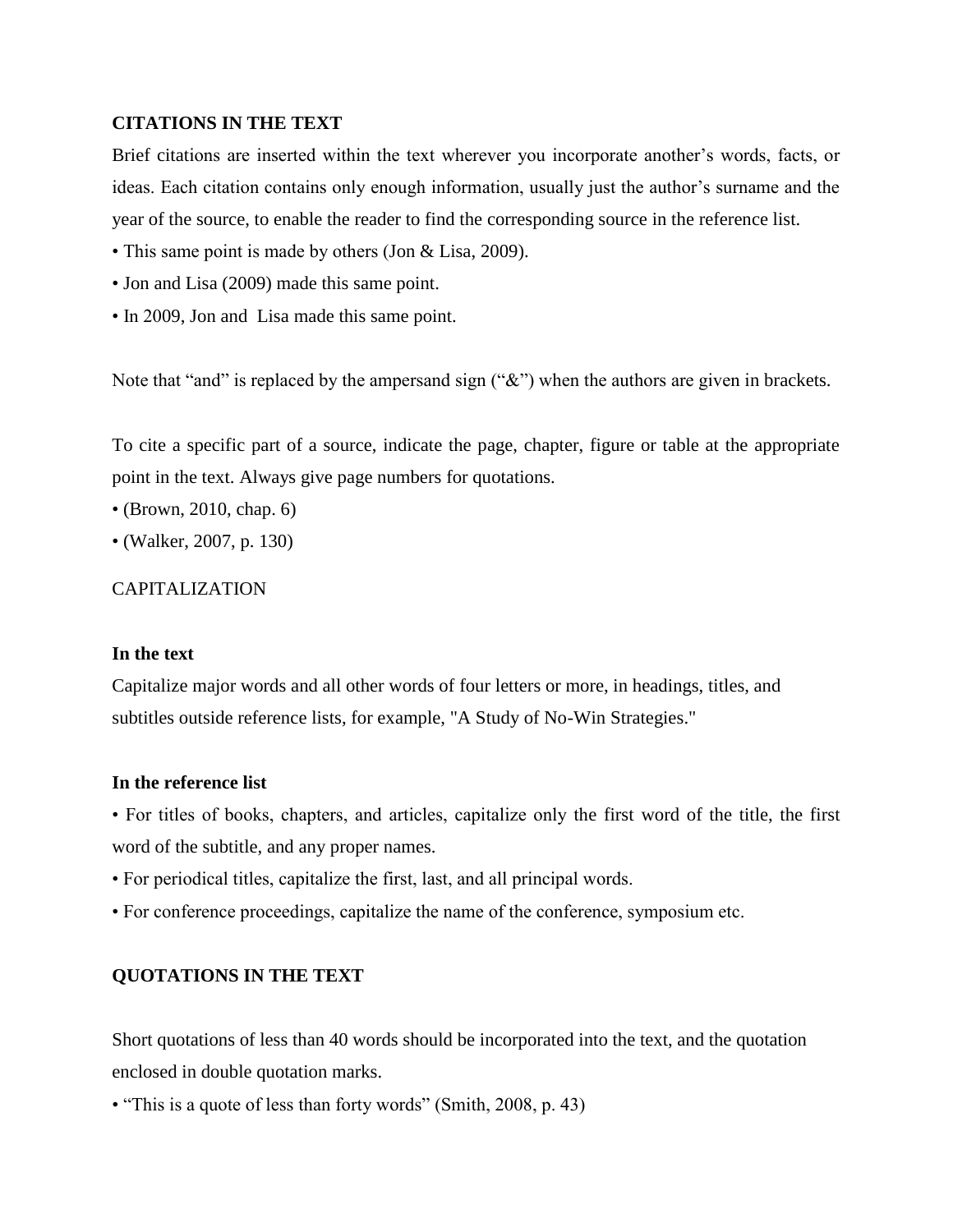## CITATIONS IN THE TEXT

Brief citations are inserted within the text wherever you incorporate another's words, facts, or ideas. Each citation contains only enough information, usually just the author's surname and the year of the source, to enable the reader to find the corresponding source in the reference list.

- This same point is made by others (Jon & Lisa, 2009).
- Jon and Lisa (2009) made this same point.
- In 2009, Jon and Lisa made this same point.

Note that "and" is replaced by the ampersand sign ("&") when the authors are given in brackets.

To cite a specific part of a source, indicate the page, chapter, figure or table at the appropriate point in the text. Always give page numbers for quotations.

- (Brown, 2010, chap. 6)
- (Walker, 2007, p. 130)

## CAPITALIZATION

### In the text

Capitalize major words and all other words of four letters or more, in headings, titles, and subtitles outside reference lists, for example, "A Study of No-Win Strategies."

### In the reference list

- For titles of books, chapters, and articles, capitalize only the first word of the title, the first word of the subtitle, and any proper names.
- For periodical titles, capitalize the first, last, and all principal words.
- For conference proceedings, capitalize the name of the conference, symposium etc.

## QUOTATIONS IN THE TEXT

Short quotations of less than 40 words should be incorporated into the text, and the quotation enclosed in double quotation marks.

- "This is a quote of less than forty words" (Smith, 2008, p. 43)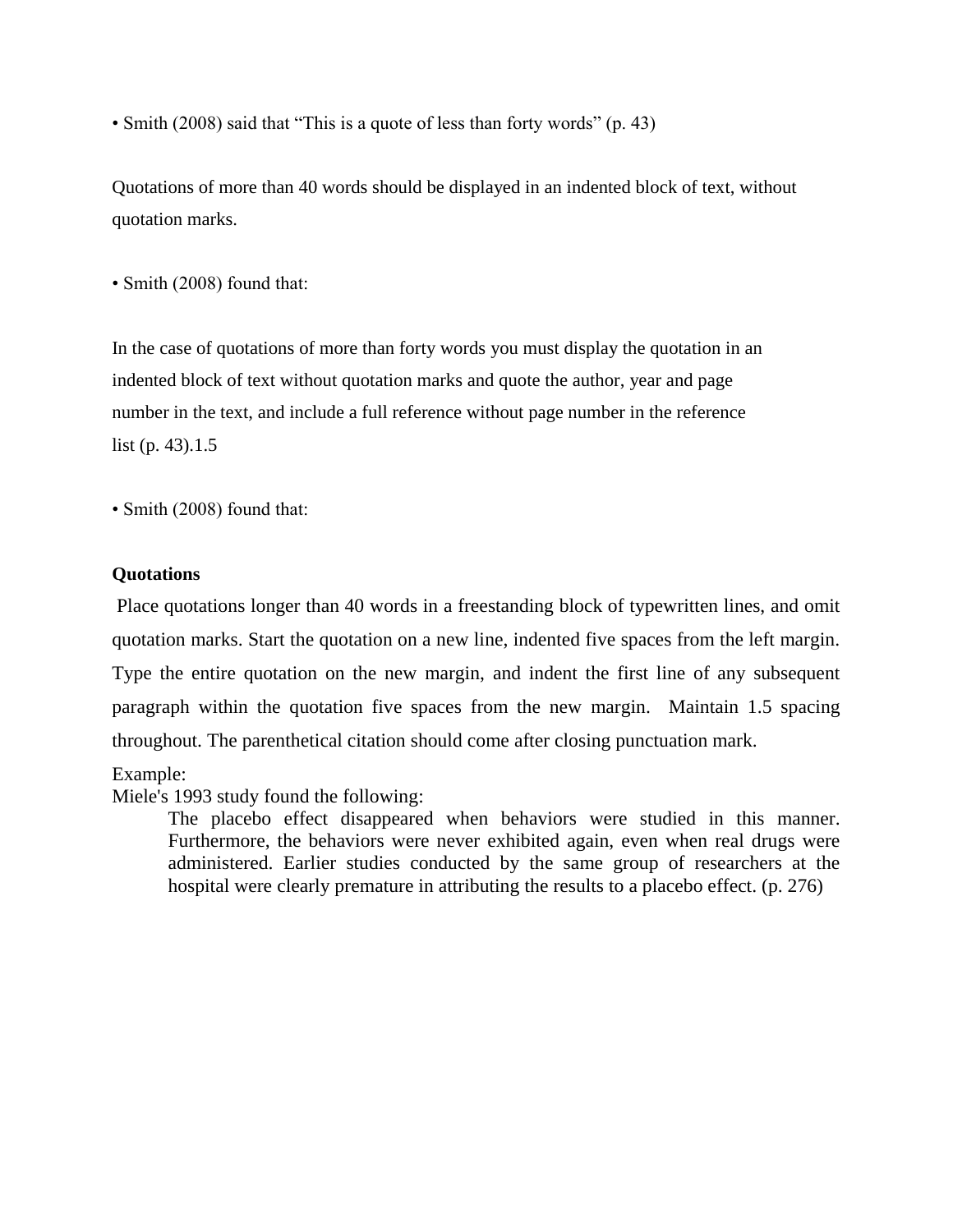• Smith (2008) said that “This is a quote of less than forty words” (p. 43)

Quotations of more than 40 words should be displayed in an indented block of text, without quotation marks.

• Smith (2008) found that:

In the case of quotations of more than forty words you must display the quotation in an indented block of text without quotation marks and quote the author, year and page number in the text, and include a full reference without page number in the reference list (p. 43).1.5

• Smith (2008) found that:

**Quotations**

Place quotations longer than 40 words in a freestanding block of typewritten lines, and omit quotation marks. Start the quotation on a new line, indented five spaces from the left margin. Type the entire quotation on the new margin, and indent the first line of any subsequent paragraph within the quotation five spaces from the new margin. Maintain 1.5 spacing throughout. The parenthetical citation should come after closing punctuation mark.

Example:
Miele's 1993 study found the following:

> The placebo effect disappeared when behaviors were studied in this manner. Furthermore, the behaviors were never exhibited again, even when real drugs were administered. Earlier studies conducted by the same group of researchers at the hospital were clearly premature in attributing the results to a placebo effect. (p. 276)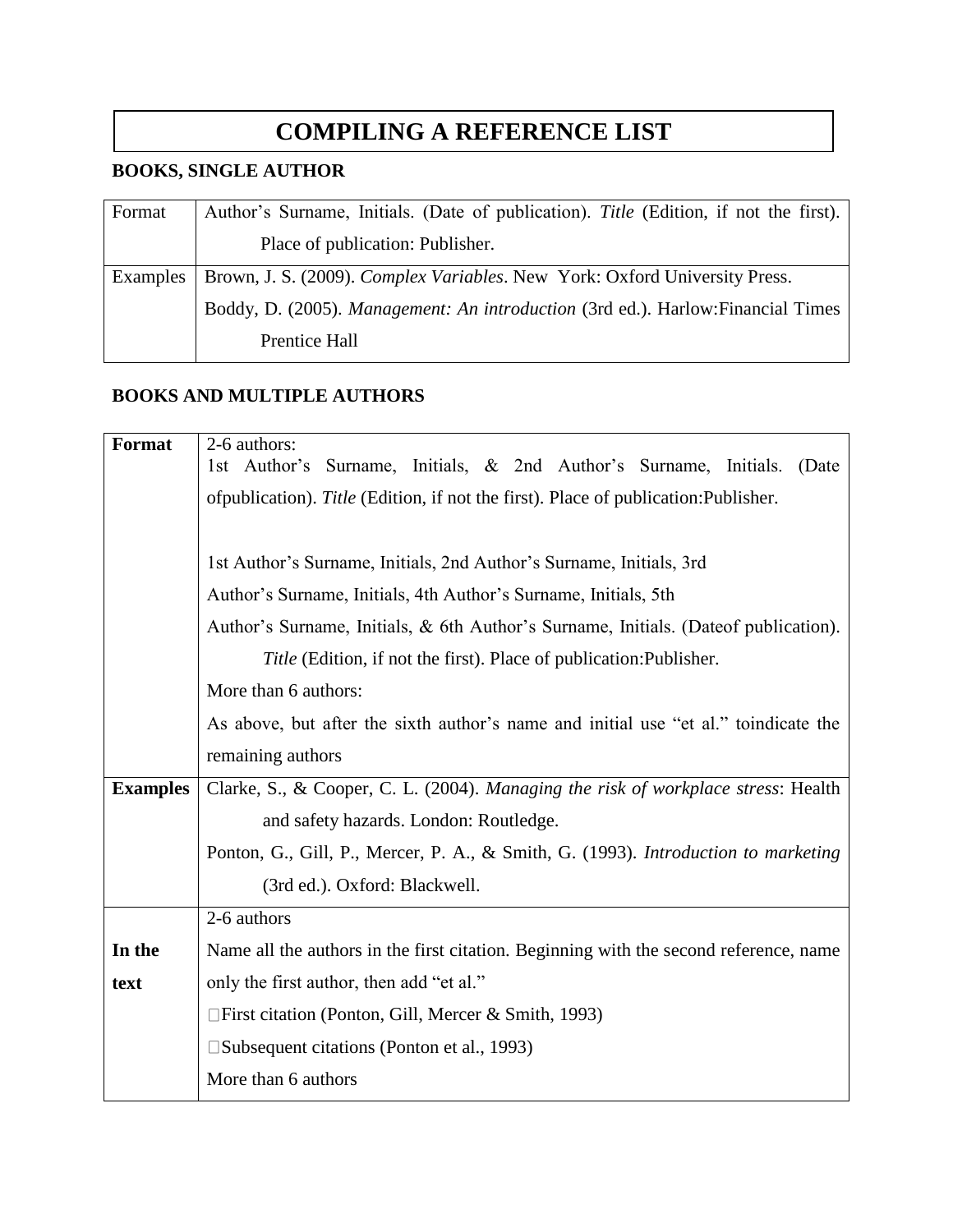# COMPILING A REFERENCE LIST

**BOOKS, SINGLE AUTHOR**

| Format | Author's Surname, Initials. (Date of publication). *Title* (Edition, if not the first). Place of publication: Publisher. |
|---|---|
| Examples | Brown, J. S. (2009). *Complex Variables*. New York: Oxford University Press.<br>Boddy, D. (2005). *Management: An introduction* (3rd ed.). Harlow:Financial Times Prentice Hall |

**BOOKS AND MULTIPLE AUTHORS**

| | |
|---|---|
| **Format** | 2-6 authors:<br>1st Author's Surname, Initials, & 2nd Author's Surname, Initials. (Date ofpublication). *Title* (Edition, if not the first). Place of publication:Publisher.<br><br>1st Author's Surname, Initials, 2nd Author's Surname, Initials, 3rd Author's Surname, Initials, 4th Author's Surname, Initials, 5th Author's Surname, Initials, & 6th Author's Surname, Initials. (Dateof publication). *Title* (Edition, if not the first). Place of publication:Publisher.<br>More than 6 authors:<br>As above, but after the sixth author's name and initial use "et al." toindicate the remaining authors |
| **Examples** | Clarke, S., & Cooper, C. L. (2004). *Managing the risk of workplace stress*: Health and safety hazards. London: Routledge.<br>Ponton, G., Gill, P., Mercer, P. A., & Smith, G. (1993). *Introduction to marketing* (3rd ed.). Oxford: Blackwell. |
| **In the text** | 2-6 authors<br>Name all the authors in the first citation. Beginning with the second reference, name only the first author, then add "et al."<br>First citation (Ponton, Gill, Mercer & Smith, 1993)<br>Subsequent citations (Ponton et al., 1993)<br>More than 6 authors |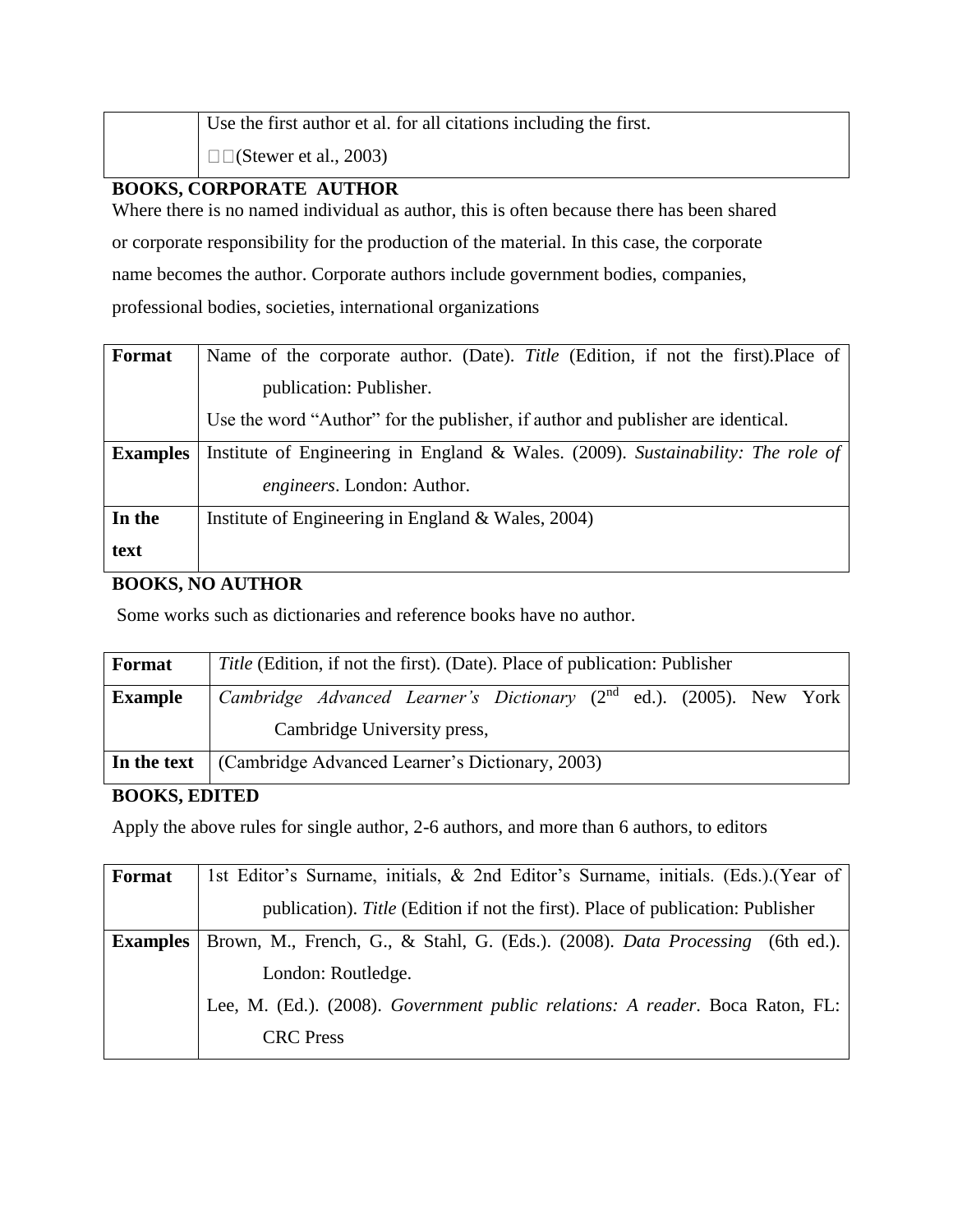| | Use the first author et al. for all citations including the first.<br>(Stewer et al., 2003) |
|---|---|

**BOOKS, CORPORATE AUTHOR**

Where there is no named individual as author, this is often because there has been shared or corporate responsibility for the production of the material. In this case, the corporate name becomes the author. Corporate authors include government bodies, companies, professional bodies, societies, international organizations

| **Format** | Name of the corporate author. (Date). *Title* (Edition, if not the first).Place of publication: Publisher.<br>Use the word "Author" for the publisher, if author and publisher are identical. |
|---|---|
| **Examples** | Institute of Engineering in England & Wales. (2009). *Sustainability: The role of engineers*. London: Author. |
| **In the text** | Institute of Engineering in England & Wales, 2004) |

**BOOKS, NO AUTHOR**

Some works such as dictionaries and reference books have no author.

| **Format** | *Title* (Edition, if not the first). (Date). Place of publication: Publisher |
|---|---|
| **Example** | *Cambridge Advanced Learner's Dictionary* (2nd ed.). (2005). New York Cambridge University press, |
| **In the text** | (Cambridge Advanced Learner's Dictionary, 2003) |

**BOOKS, EDITED**

Apply the above rules for single author, 2-6 authors, and more than 6 authors, to editors

| **Format** | 1st Editor's Surname, initials, & 2nd Editor's Surname, initials. (Eds.).(Year of publication). *Title* (Edition if not the first). Place of publication: Publisher |
|---|---|
| **Examples** | Brown, M., French, G., & Stahl, G. (Eds.). (2008). *Data Processing* (6th ed.). London: Routledge.<br>Lee, M. (Ed.). (2008). *Government public relations: A reader*. Boca Raton, FL: CRC Press |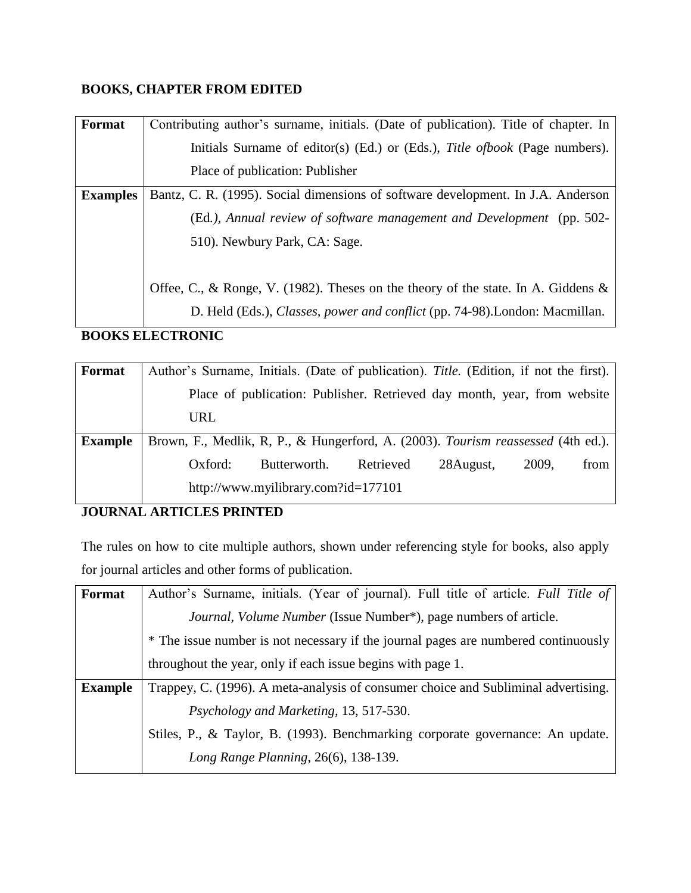**BOOKS, CHAPTER FROM EDITED**

| Format | Contributing author's surname, initials. (Date of publication). Title of chapter. In Initials Surname of editor(s) (Ed.) or (Eds.), *Title ofbook* (Page numbers). Place of publication: Publisher |
|---|---|
| **Examples** | Bantz, C. R. (1995). Social dimensions of software development. In J.A. Anderson (Ed.*), Annual review of software management and Development* (pp. 502-510). Newbury Park, CA: Sage.<br><br>Offee, C., & Ronge, V. (1982). Theses on the theory of the state. In A. Giddens & D. Held (Eds.), *Classes, power and conflict* (pp. 74-98).London: Macmillan. |

**BOOKS ELECTRONIC**

| Format | Author's Surname, Initials. (Date of publication). *Title.* (Edition, if not the first). Place of publication: Publisher. Retrieved day month, year, from website URL |
|---|---|
| **Example** | Brown, F., Medlik, R, P., & Hungerford, A. (2003). *Tourism reassessed* (4th ed.). Oxford: Butterworth. Retrieved 28August, 2009, from http://www.myilibrary.com?id=177101 |

**JOURNAL ARTICLES PRINTED**

The rules on how to cite multiple authors, shown under referencing style for books, also apply for journal articles and other forms of publication.

| Format | Author's Surname, initials. (Year of journal). Full title of article. *Full Title of Journal, Volume Number* (Issue Number*), page numbers of article.<br>* The issue number is not necessary if the journal pages are numbered continuously throughout the year, only if each issue begins with page 1. |
|---|---|
| **Example** | Trappey, C. (1996). A meta-analysis of consumer choice and Subliminal advertising. *Psychology and Marketing*, 13, 517-530.<br>Stiles, P., & Taylor, B. (1993). Benchmarking corporate governance: An update. *Long Range Planning*, 26(6), 138-139. |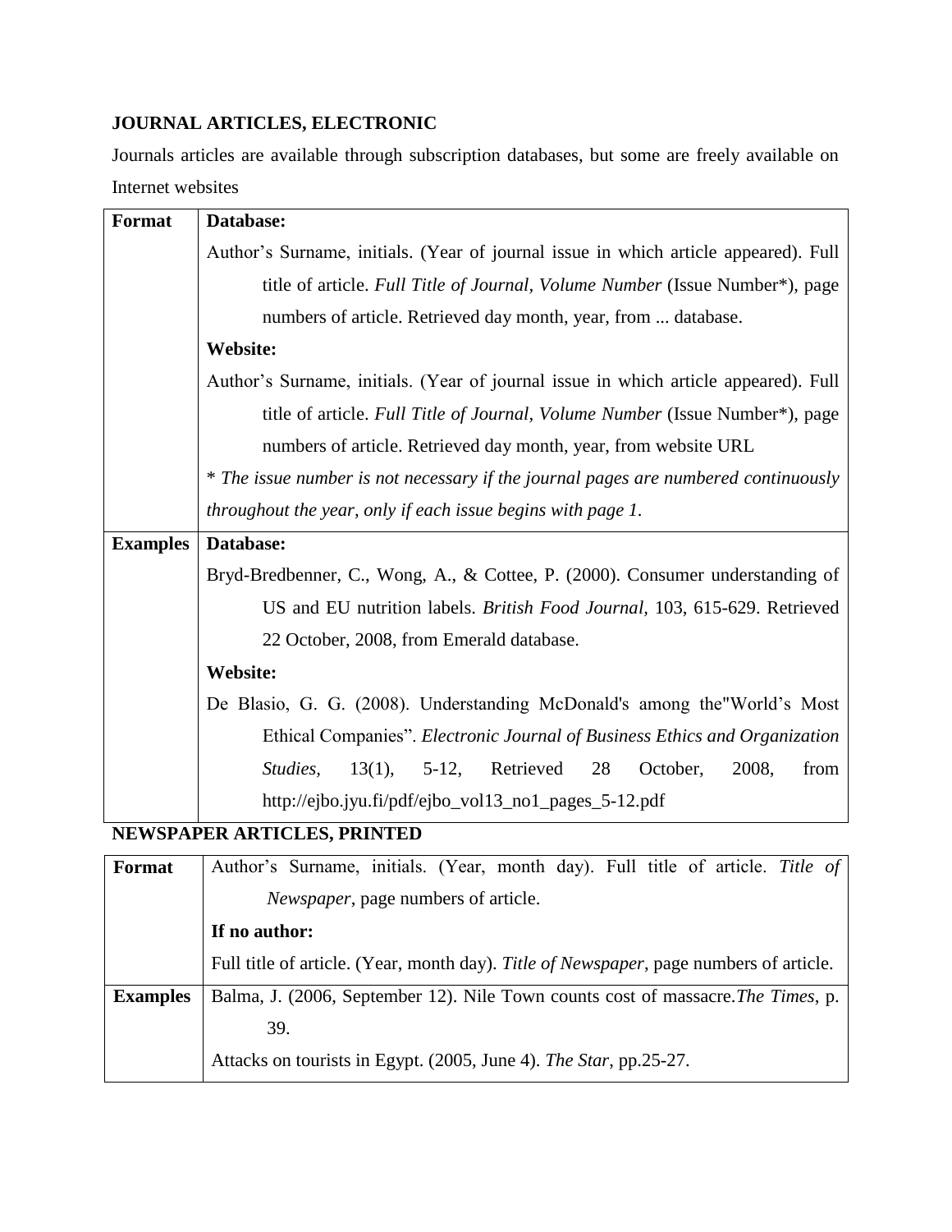**JOURNAL ARTICLES, ELECTRONIC**

Journals articles are available through subscription databases, but some are freely available on Internet websites

| Format | **Database:**<br>Author's Surname, initials. (Year of journal issue in which article appeared). Full title of article. *Full Title of Journal*, *Volume Number* (Issue Number*), page numbers of article. Retrieved day month, year, from ... database.<br>**Website:**<br>Author's Surname, initials. (Year of journal issue in which article appeared). Full title of article. *Full Title of Journal, Volume Number* (Issue Number*), page numbers of article. Retrieved day month, year, from website URL<br>* *The issue number is not necessary if the journal pages are numbered continuously throughout the year, only if each issue begins with page 1.* |
|---|---|
| **Examples** | **Database:**<br>Bryd-Bredbenner, C., Wong, A., & Cottee, P. (2000). Consumer understanding of US and EU nutrition labels. *British Food Journal,* 103, 615-629. Retrieved 22 October, 2008, from Emerald database.<br>**Website:**<br>De Blasio, G. G. (2008). Understanding McDonald's among the"World's Most Ethical Companies". *Electronic Journal of Business Ethics and Organization Studies,* 13(1), 5-12, Retrieved 28 October, 2008, from http://ejbo.jyu.fi/pdf/ejbo_vol13_no1_pages_5-12.pdf |

**NEWSPAPER ARTICLES, PRINTED**

| Format | Author's Surname, initials. (Year, month day). Full title of article. *Title of Newspaper*, page numbers of article.<br>**If no author:**<br>Full title of article. (Year, month day). *Title of Newspaper*, page numbers of article. |
|---|---|
| **Examples** | Balma, J. (2006, September 12). Nile Town counts cost of massacre.*The Times*, p. 39.<br>Attacks on tourists in Egypt. (2005, June 4). *The Star*, pp.25-27. |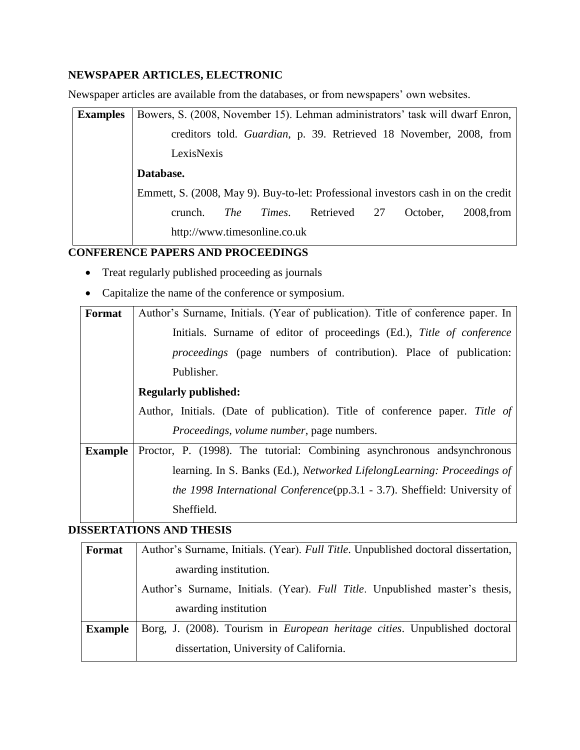**NEWSPAPER ARTICLES, ELECTRONIC**

Newspaper articles are available from the databases, or from newspapers' own websites.

| **Examples** | Bowers, S. (2008, November 15). Lehman administrators' task will dwarf Enron, creditors told. *Guardian*, p. 39. Retrieved 18 November, 2008, from LexisNexis<br>**Database.**<br>Emmett, S. (2008, May 9). Buy-to-let: Professional investors cash in on the credit crunch. *The Times*. Retrieved 27 October, 2008,from http://www.timesonline.co.uk |
|---|---|

**CONFERENCE PAPERS AND PROCEEDINGS**

- Treat regularly published proceeding as journals
- Capitalize the name of the conference or symposium.

| **Format** | Author's Surname, Initials. (Year of publication). Title of conference paper. In Initials. Surname of editor of proceedings (Ed.), *Title of conference proceedings* (page numbers of contribution). Place of publication: Publisher.<br>**Regularly published:**<br>Author, Initials. (Date of publication). Title of conference paper. *Title of Proceedings, volume number*, page numbers. |
|---|---|
| **Example** | Proctor, P. (1998). The tutorial: Combining asynchronous andsynchronous learning. In S. Banks (Ed.), *Networked LifelongLearning: Proceedings of the 1998 International Conference*(pp.3.1 - 3.7). Sheffield: University of Sheffield. |

**DISSERTATIONS AND THESIS**

| **Format** | Author's Surname, Initials. (Year). *Full Title*. Unpublished doctoral dissertation, awarding institution.<br>Author's Surname, Initials. (Year). *Full Title*. Unpublished master's thesis, awarding institution |
|---|---|
| **Example** | Borg, J. (2008). Tourism in *European heritage cities*. Unpublished doctoral dissertation, University of California. |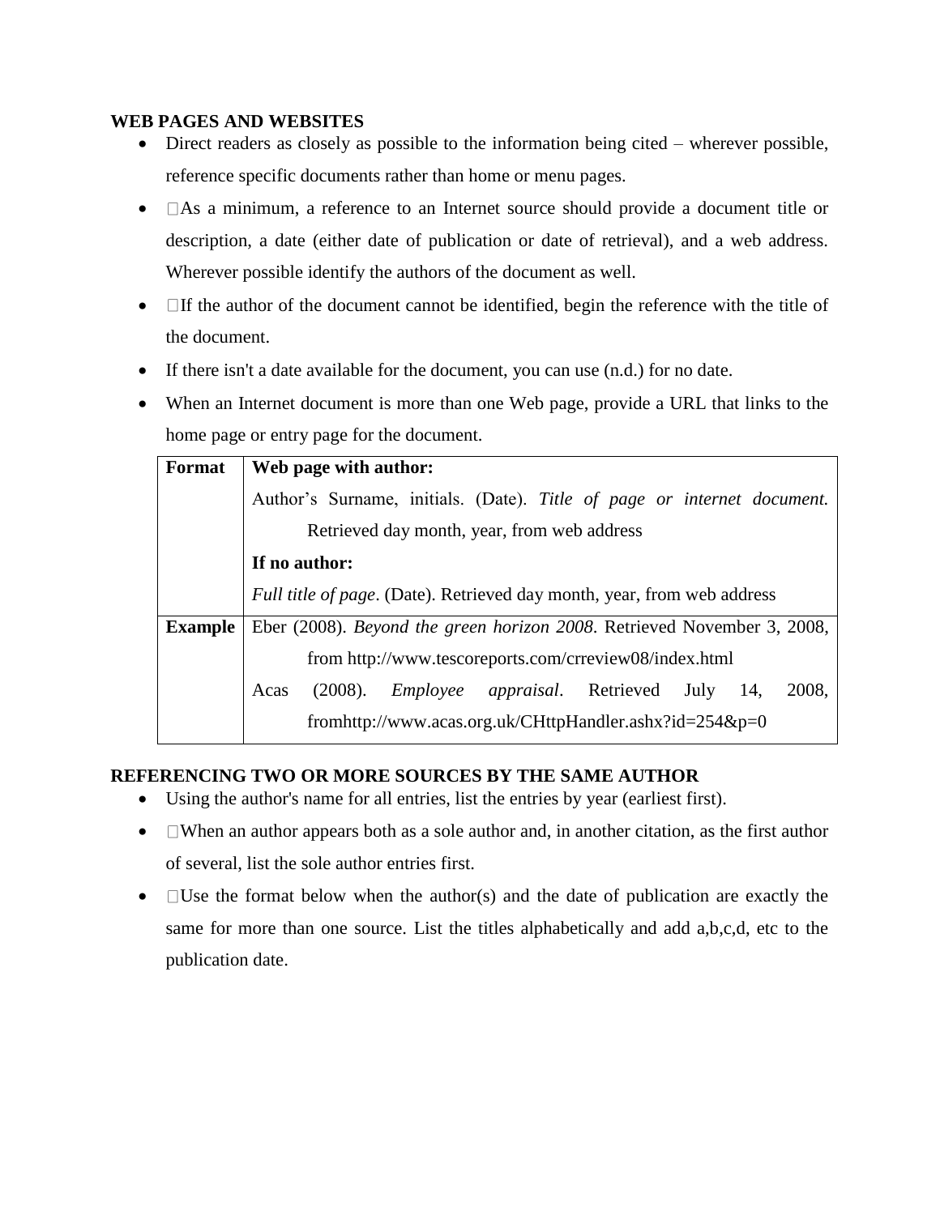## WEB PAGES AND WEBSITES

- Direct readers as closely as possible to the information being cited – wherever possible, reference specific documents rather than home or menu pages.
- As a minimum, a reference to an Internet source should provide a document title or description, a date (either date of publication or date of retrieval), and a web address. Wherever possible identify the authors of the document as well.
- If the author of the document cannot be identified, begin the reference with the title of the document.
- If there isn't a date available for the document, you can use (n.d.) for no date.
- When an Internet document is more than one Web page, provide a URL that links to the home page or entry page for the document.

| | |
|---|---|
| **Format** | **Web page with author:**<br>Author's Surname, initials. (Date). *Title of page or internet document.* Retrieved day month, year, from web address<br>**If no author:**<br>*Full title of page*. (Date). Retrieved day month, year, from web address |
| **Example** | Eber (2008). *Beyond the green horizon 2008*. Retrieved November 3, 2008, from http://www.tescoreports.com/crreview08/index.html<br>Acas (2008). *Employee appraisal*. Retrieved July 14, 2008, fromhttp://www.acas.org.uk/CHttpHandler.ashx?id=254&p=0 |

## REFERENCING TWO OR MORE SOURCES BY THE SAME AUTHOR

- Using the author's name for all entries, list the entries by year (earliest first).
- When an author appears both as a sole author and, in another citation, as the first author of several, list the sole author entries first.
- Use the format below when the author(s) and the date of publication are exactly the same for more than one source. List the titles alphabetically and add a,b,c,d, etc to the publication date.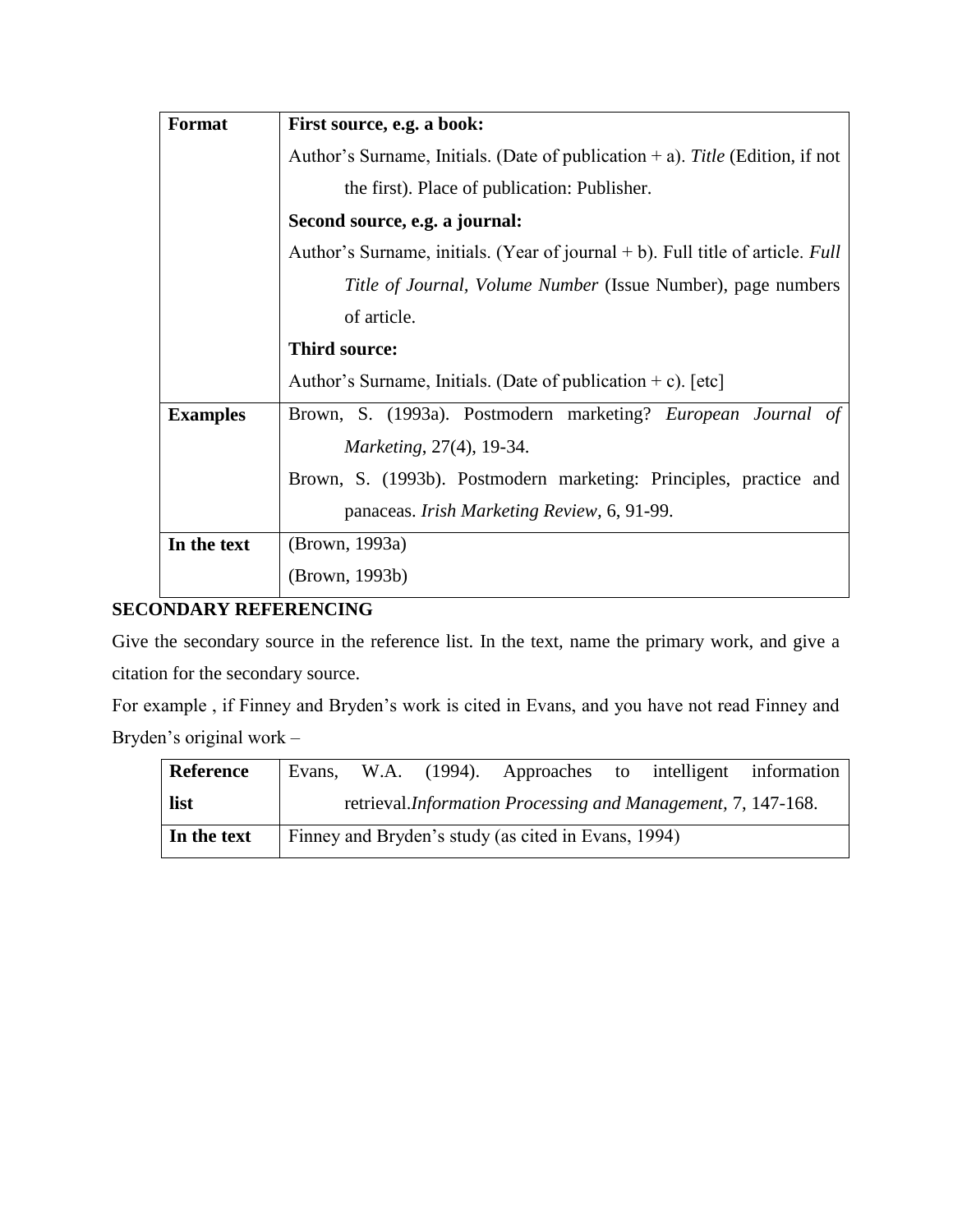| | |
|---|---|
| **Format** | **First source, e.g. a book:**<br>Author's Surname, Initials. (Date of publication + a). *Title* (Edition, if not the first). Place of publication: Publisher.<br>**Second source, e.g. a journal:**<br>Author's Surname, initials. (Year of journal + b). Full title of article. *Full Title of Journal, Volume Number* (Issue Number), page numbers of article.<br>**Third source:**<br>Author's Surname, Initials. (Date of publication + c). [etc] |
| **Examples** | Brown, S. (1993a). Postmodern marketing? *European Journal of Marketing*, 27(4), 19-34.<br>Brown, S. (1993b). Postmodern marketing: Principles, practice and panaceas. *Irish Marketing Review*, 6, 91-99. |
| **In the text** | (Brown, 1993a)<br>(Brown, 1993b) |

**SECONDARY REFERENCING**

Give the secondary source in the reference list. In the text, name the primary work, and give a citation for the secondary source.

For example , if Finney and Bryden's work is cited in Evans, and you have not read Finney and Bryden's original work –

| | |
|---|---|
| **Reference list** | Evans, W.A. (1994). Approaches to intelligent information retrieval.*Information Processing and Management*, 7, 147-168. |
| **In the text** | Finney and Bryden's study (as cited in Evans, 1994) |